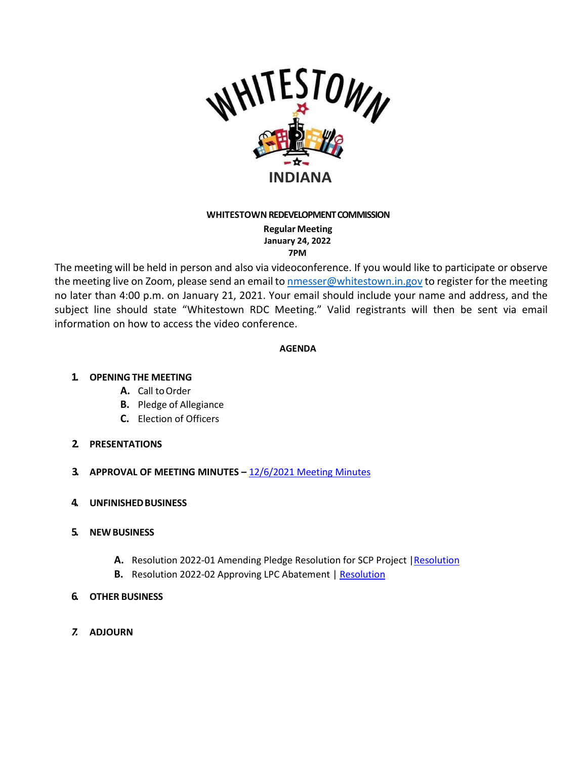WHITESTOWN

INDIANA

**WHITESTOWN REDEVELOPMENT COMMISSION**

**Regular Meeting**
**January 24, 2022**
**7PM**

The meeting will be held in person and also via videoconference. If you would like to participate or observe the meeting live on Zoom, please send an email to nmesser@whitestown.in.gov to register for the meeting no later than 4:00 p.m. on January 21, 2021. Your email should include your name and address, and the subject line should state "Whitestown RDC Meeting." Valid registrants will then be sent via email information on how to access the video conference.

**AGENDA**

1. **OPENING THE MEETING**
   - **A.** Call to Order
   - **B.** Pledge of Allegiance
   - **C.** Election of Officers

2. **PRESENTATIONS**

3. **APPROVAL OF MEETING MINUTES –** 12/6/2021 Meeting Minutes

4. **UNFINISHED BUSINESS**

5. **NEW BUSINESS**
   - **A.** Resolution 2022-01 Amending Pledge Resolution for SCP Project | Resolution
   - **B.** Resolution 2022-02 Approving LPC Abatement | Resolution

6. **OTHER BUSINESS**

7. **ADJOURN**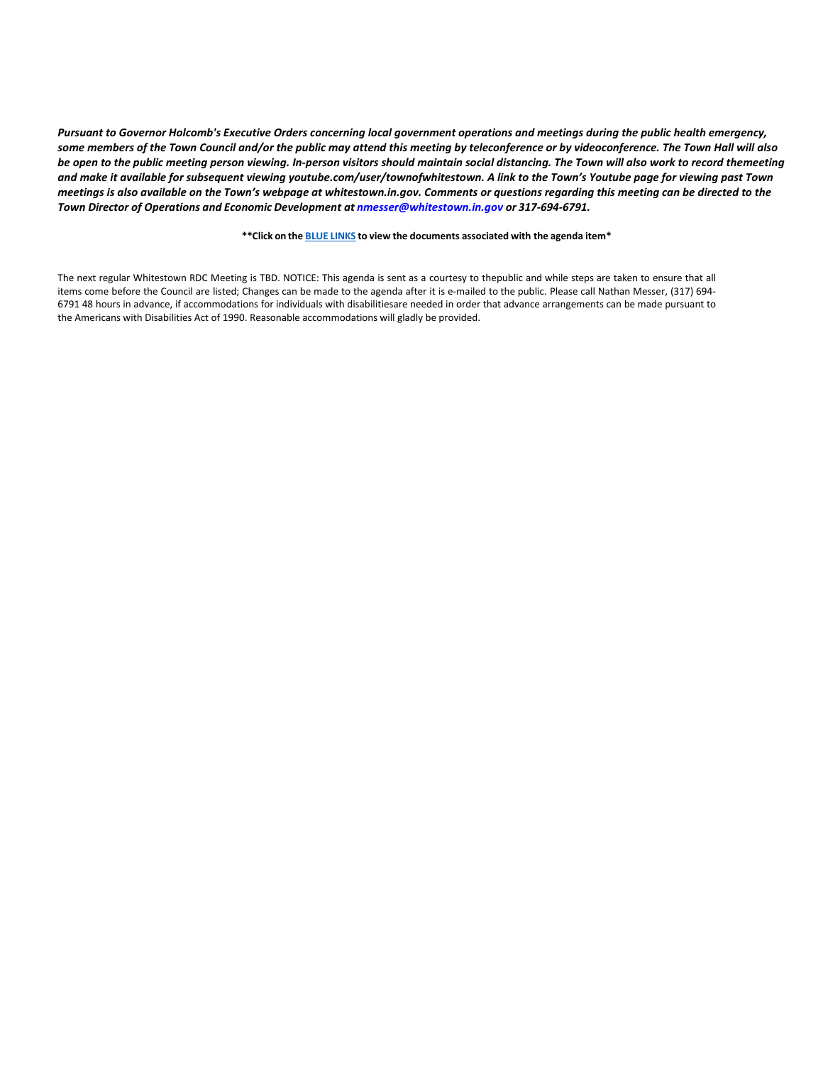***Pursuant to Governor Holcomb's Executive Orders concerning local government operations and meetings during the public health emergency, some members of the Town Council and/or the public may attend this meeting by teleconference or by videoconference. The Town Hall will also be open to the public meeting person viewing. In-person visitors should maintain social distancing. The Town will also work to record themeeting and make it available for subsequent viewing youtube.com/user/townofwhitestown. A link to the Town's Youtube page for viewing past Town meetings is also available on the Town's webpage at whitestown.in.gov. Comments or questions regarding this meeting can be directed to the Town Director of Operations and Economic Development at nmesser@whitestown.in.gov or 317-694-6791.***

**\*\*Click on the BLUE LINKS to view the documents associated with the agenda item\***

The next regular Whitestown RDC Meeting is TBD. NOTICE: This agenda is sent as a courtesy to thepublic and while steps are taken to ensure that all items come before the Council are listed; Changes can be made to the agenda after it is e-mailed to the public. Please call Nathan Messer, (317) 694-6791 48 hours in advance, if accommodations for individuals with disabilitiesare needed in order that advance arrangements can be made pursuant to the Americans with Disabilities Act of 1990. Reasonable accommodations will gladly be provided.